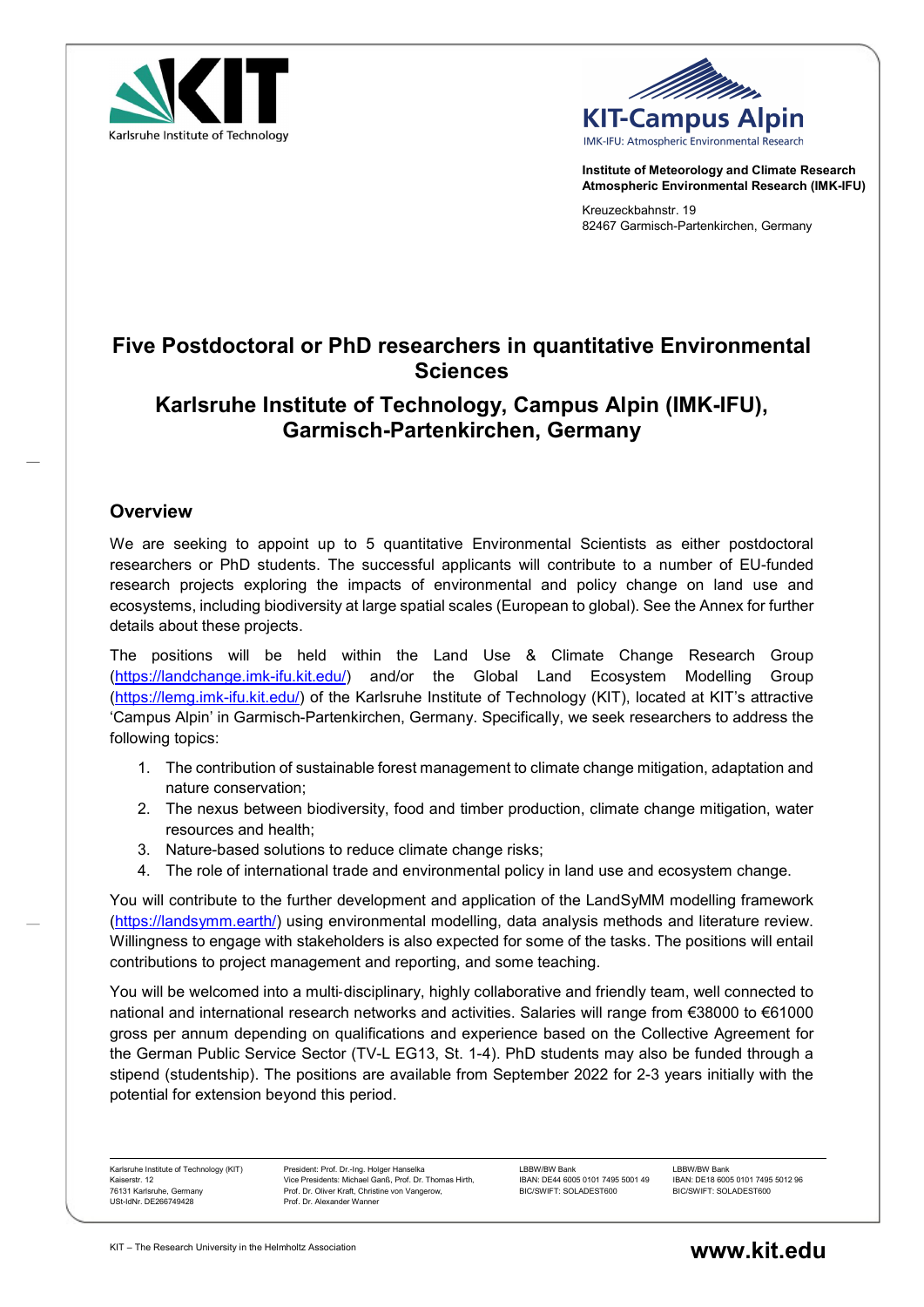Institute of Meteorology and Climate Research
Atmospheric Environmental Research (IMK-IFU)

Kreuzeckbahnstr. 19
82467 Garmisch-Partenkirchen, Germany

# Five Postdoctoral or PhD researchers in quantitative Environmental Sciences

## Karlsruhe Institute of Technology, Campus Alpin (IMK-IFU), Garmisch-Partenkirchen, Germany

### Overview

We are seeking to appoint up to 5 quantitative Environmental Scientists as either postdoctoral researchers or PhD students. The successful applicants will contribute to a number of EU-funded research projects exploring the impacts of environmental and policy change on land use and ecosystems, including biodiversity at large spatial scales (European to global). See the Annex for further details about these projects.

The positions will be held within the Land Use & Climate Change Research Group (https://landchange.imk-ifu.kit.edu/) and/or the Global Land Ecosystem Modelling Group (https://lemg.imk-ifu.kit.edu/) of the Karlsruhe Institute of Technology (KIT), located at KIT's attractive 'Campus Alpin' in Garmisch-Partenkirchen, Germany. Specifically, we seek researchers to address the following topics:

1. The contribution of sustainable forest management to climate change mitigation, adaptation and nature conservation;
2. The nexus between biodiversity, food and timber production, climate change mitigation, water resources and health;
3. Nature-based solutions to reduce climate change risks;
4. The role of international trade and environmental policy in land use and ecosystem change.

You will contribute to the further development and application of the LandSyMM modelling framework (https://landsymm.earth/) using environmental modelling, data analysis methods and literature review. Willingness to engage with stakeholders is also expected for some of the tasks. The positions will entail contributions to project management and reporting, and some teaching.

You will be welcomed into a multi-disciplinary, highly collaborative and friendly team, well connected to national and international research networks and activities. Salaries will range from €38000 to €61000 gross per annum depending on qualifications and experience based on the Collective Agreement for the German Public Service Sector (TV-L EG13, St. 1-4). PhD students may also be funded through a stipend (studentship). The positions are available from September 2022 for 2-3 years initially with the potential for extension beyond this period.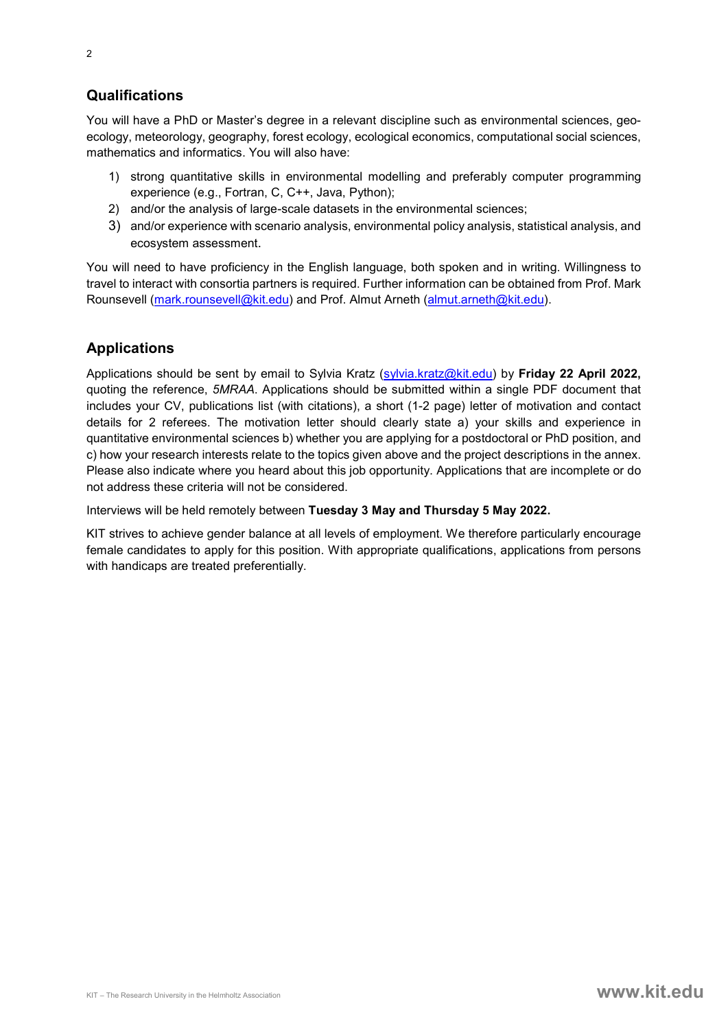## Qualifications

You will have a PhD or Master's degree in a relevant discipline such as environmental sciences, geo-ecology, meteorology, geography, forest ecology, ecological economics, computational social sciences, mathematics and informatics. You will also have:

1) strong quantitative skills in environmental modelling and preferably computer programming experience (e.g., Fortran, C, C++, Java, Python);
2) and/or the analysis of large-scale datasets in the environmental sciences;
3) and/or experience with scenario analysis, environmental policy analysis, statistical analysis, and ecosystem assessment.

You will need to have proficiency in the English language, both spoken and in writing. Willingness to travel to interact with consortia partners is required. Further information can be obtained from Prof. Mark Rounsevell (mark.rounsevell@kit.edu) and Prof. Almut Arneth (almut.arneth@kit.edu).

## Applications

Applications should be sent by email to Sylvia Kratz (sylvia.kratz@kit.edu) by **Friday 22 April 2022,** quoting the reference, *5MRAA*. Applications should be submitted within a single PDF document that includes your CV, publications list (with citations), a short (1-2 page) letter of motivation and contact details for 2 referees. The motivation letter should clearly state a) your skills and experience in quantitative environmental sciences b) whether you are applying for a postdoctoral or PhD position, and c) how your research interests relate to the topics given above and the project descriptions in the annex. Please also indicate where you heard about this job opportunity. Applications that are incomplete or do not address these criteria will not be considered.

Interviews will be held remotely between **Tuesday 3 May and Thursday 5 May 2022.**

KIT strives to achieve gender balance at all levels of employment. We therefore particularly encourage female candidates to apply for this position. With appropriate qualifications, applications from persons with handicaps are treated preferentially.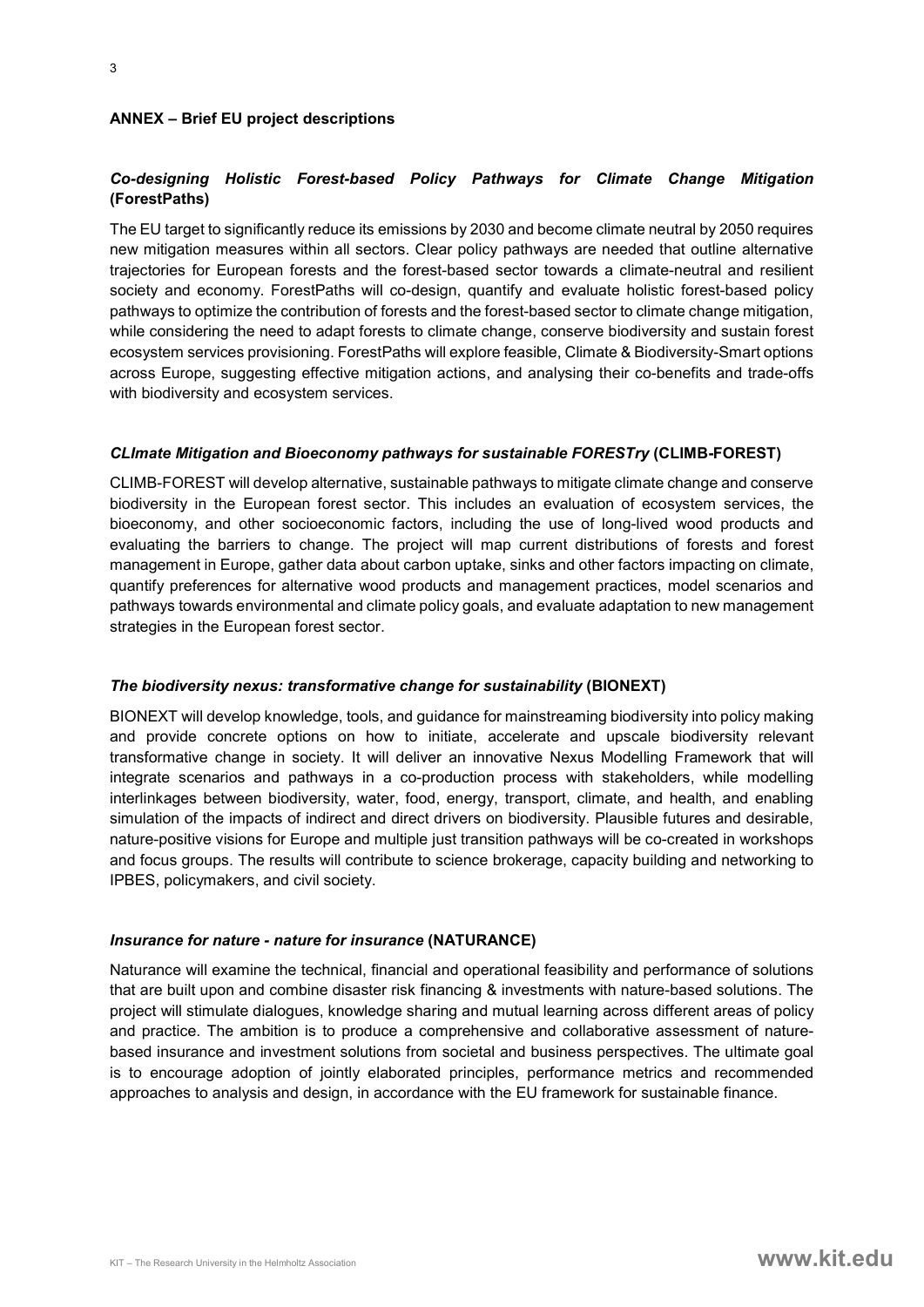**ANNEX – Brief EU project descriptions**

***Co-designing Holistic Forest-based Policy Pathways for Climate Change Mitigation* (ForestPaths)**

The EU target to significantly reduce its emissions by 2030 and become climate neutral by 2050 requires new mitigation measures within all sectors. Clear policy pathways are needed that outline alternative trajectories for European forests and the forest-based sector towards a climate-neutral and resilient society and economy. ForestPaths will co-design, quantify and evaluate holistic forest-based policy pathways to optimize the contribution of forests and the forest-based sector to climate change mitigation, while considering the need to adapt forests to climate change, conserve biodiversity and sustain forest ecosystem services provisioning. ForestPaths will explore feasible, Climate & Biodiversity-Smart options across Europe, suggesting effective mitigation actions, and analysing their co-benefits and trade-offs with biodiversity and ecosystem services.

***CLImate Mitigation and Bioeconomy pathways for sustainable FORESTry* (CLIMB-FOREST)**

CLIMB-FOREST will develop alternative, sustainable pathways to mitigate climate change and conserve biodiversity in the European forest sector. This includes an evaluation of ecosystem services, the bioeconomy, and other socioeconomic factors, including the use of long-lived wood products and evaluating the barriers to change. The project will map current distributions of forests and forest management in Europe, gather data about carbon uptake, sinks and other factors impacting on climate, quantify preferences for alternative wood products and management practices, model scenarios and pathways towards environmental and climate policy goals, and evaluate adaptation to new management strategies in the European forest sector.

***The biodiversity nexus: transformative change for sustainability* (BIONEXT)**

BIONEXT will develop knowledge, tools, and guidance for mainstreaming biodiversity into policy making and provide concrete options on how to initiate, accelerate and upscale biodiversity relevant transformative change in society. It will deliver an innovative Nexus Modelling Framework that will integrate scenarios and pathways in a co-production process with stakeholders, while modelling interlinkages between biodiversity, water, food, energy, transport, climate, and health, and enabling simulation of the impacts of indirect and direct drivers on biodiversity. Plausible futures and desirable, nature-positive visions for Europe and multiple just transition pathways will be co-created in workshops and focus groups. The results will contribute to science brokerage, capacity building and networking to IPBES, policymakers, and civil society.

***Insurance for nature - nature for insurance* (NATURANCE)**

Naturance will examine the technical, financial and operational feasibility and performance of solutions that are built upon and combine disaster risk financing & investments with nature-based solutions. The project will stimulate dialogues, knowledge sharing and mutual learning across different areas of policy and practice. The ambition is to produce a comprehensive and collaborative assessment of nature-based insurance and investment solutions from societal and business perspectives. The ultimate goal is to encourage adoption of jointly elaborated principles, performance metrics and recommended approaches to analysis and design, in accordance with the EU framework for sustainable finance.